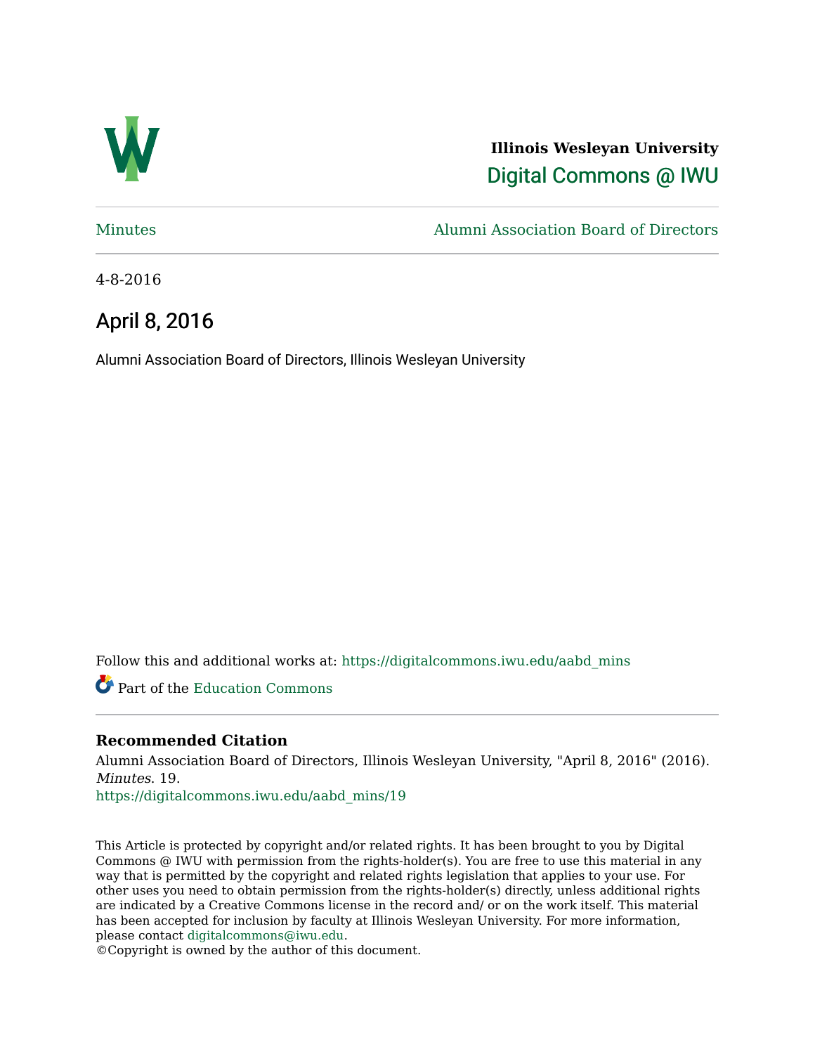**Illinois Wesleyan University**

Digital Commons @ IWU

Minutes | Alumni Association Board of Directors

4-8-2016

# April 8, 2016

Alumni Association Board of Directors, Illinois Wesleyan University

Follow this and additional works at: https://digitalcommons.iwu.edu/aabd_mins

Part of the Education Commons

### Recommended Citation

Alumni Association Board of Directors, Illinois Wesleyan University, "April 8, 2016" (2016). *Minutes*. 19.
https://digitalcommons.iwu.edu/aabd_mins/19

This Article is protected by copyright and/or related rights. It has been brought to you by Digital Commons @ IWU with permission from the rights-holder(s). You are free to use this material in any way that is permitted by the copyright and related rights legislation that applies to your use. For other uses you need to obtain permission from the rights-holder(s) directly, unless additional rights are indicated by a Creative Commons license in the record and/ or on the work itself. This material has been accepted for inclusion by faculty at Illinois Wesleyan University. For more information, please contact digitalcommons@iwu.edu.
©Copyright is owned by the author of this document.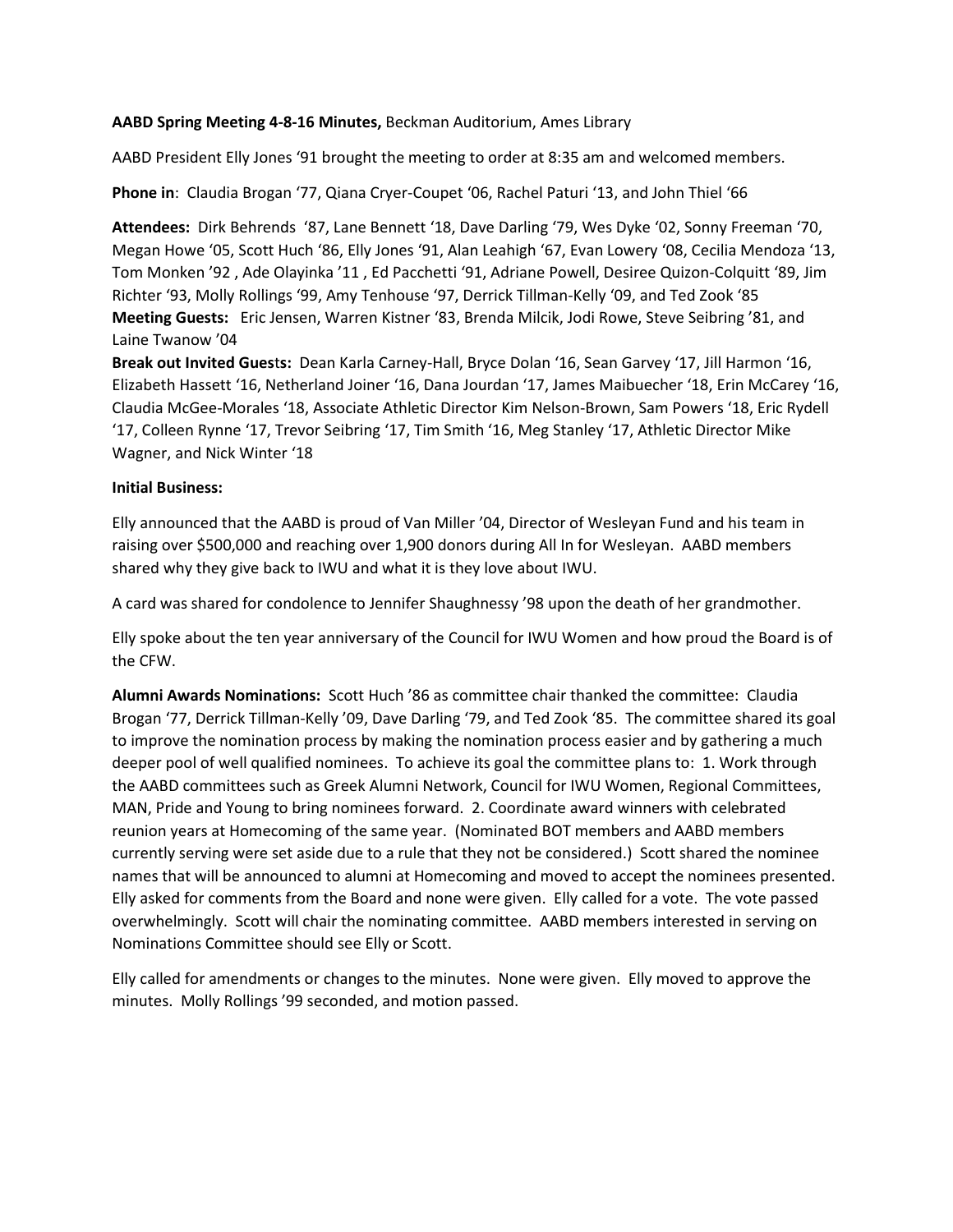**AABD Spring Meeting 4-8-16 Minutes,** Beckman Auditorium, Ames Library

AABD President Elly Jones '91 brought the meeting to order at 8:35 am and welcomed members.

**Phone in**: Claudia Brogan '77, Qiana Cryer-Coupet '06, Rachel Paturi '13, and John Thiel '66

**Attendees:** Dirk Behrends '87, Lane Bennett '18, Dave Darling '79, Wes Dyke '02, Sonny Freeman '70, Megan Howe '05, Scott Huch '86, Elly Jones '91, Alan Leahigh '67, Evan Lowery '08, Cecilia Mendoza '13, Tom Monken '92 , Ade Olayinka '11 , Ed Pacchetti '91, Adriane Powell, Desiree Quizon-Colquitt '89, Jim Richter '93, Molly Rollings '99, Amy Tenhouse '97, Derrick Tillman-Kelly '09, and Ted Zook '85
**Meeting Guests:** Eric Jensen, Warren Kistner '83, Brenda Milcik, Jodi Rowe, Steve Seibring '81, and Laine Twanow '04
**Break out Invited Guests:** Dean Karla Carney-Hall, Bryce Dolan '16, Sean Garvey '17, Jill Harmon '16, Elizabeth Hassett '16, Netherland Joiner '16, Dana Jourdan '17, James Maibuecher '18, Erin McCarey '16, Claudia McGee-Morales '18, Associate Athletic Director Kim Nelson-Brown, Sam Powers '18, Eric Rydell '17, Colleen Rynne '17, Trevor Seibring '17, Tim Smith '16, Meg Stanley '17, Athletic Director Mike Wagner, and Nick Winter '18

**Initial Business:**

Elly announced that the AABD is proud of Van Miller '04, Director of Wesleyan Fund and his team in raising over $500,000 and reaching over 1,900 donors during All In for Wesleyan. AABD members shared why they give back to IWU and what it is they love about IWU.

A card was shared for condolence to Jennifer Shaughnessy '98 upon the death of her grandmother.

Elly spoke about the ten year anniversary of the Council for IWU Women and how proud the Board is of the CFW.

**Alumni Awards Nominations:** Scott Huch '86 as committee chair thanked the committee: Claudia Brogan '77, Derrick Tillman-Kelly '09, Dave Darling '79, and Ted Zook '85. The committee shared its goal to improve the nomination process by making the nomination process easier and by gathering a much deeper pool of well qualified nominees. To achieve its goal the committee plans to: 1. Work through the AABD committees such as Greek Alumni Network, Council for IWU Women, Regional Committees, MAN, Pride and Young to bring nominees forward. 2. Coordinate award winners with celebrated reunion years at Homecoming of the same year. (Nominated BOT members and AABD members currently serving were set aside due to a rule that they not be considered.) Scott shared the nominee names that will be announced to alumni at Homecoming and moved to accept the nominees presented. Elly asked for comments from the Board and none were given. Elly called for a vote. The vote passed overwhelmingly. Scott will chair the nominating committee. AABD members interested in serving on Nominations Committee should see Elly or Scott.

Elly called for amendments or changes to the minutes. None were given. Elly moved to approve the minutes. Molly Rollings '99 seconded, and motion passed.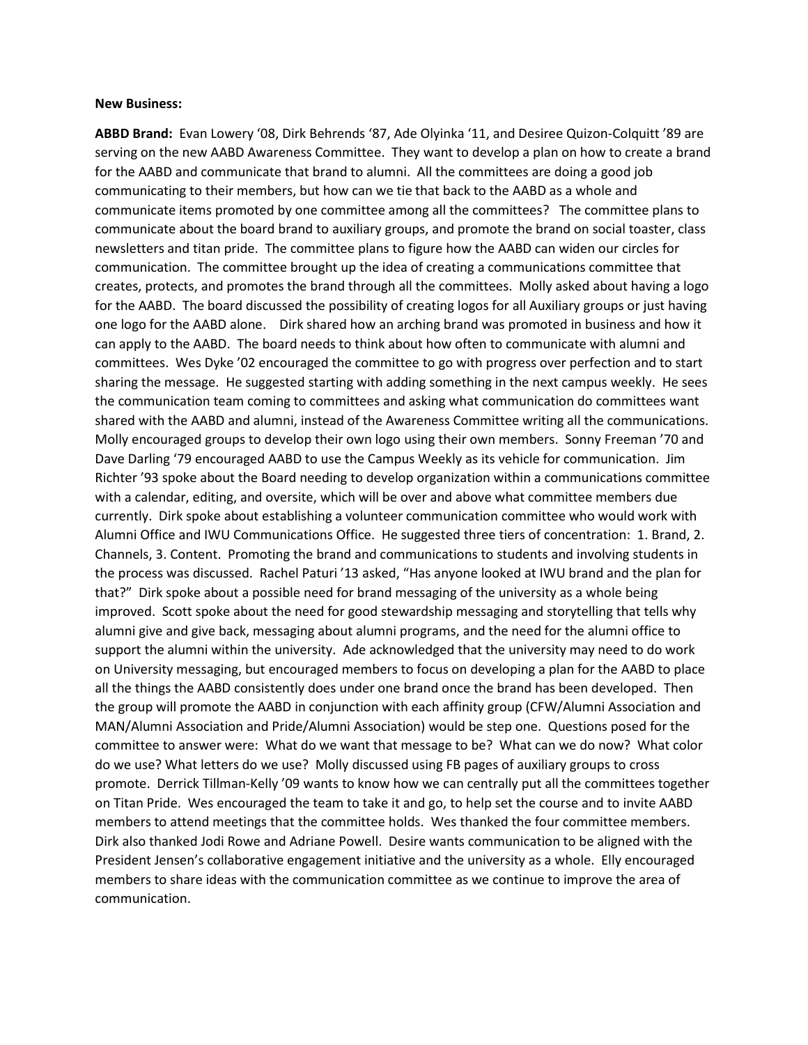**New Business:**

**ABBD Brand:** Evan Lowery '08, Dirk Behrends '87, Ade Olyinka '11, and Desiree Quizon-Colquitt '89 are serving on the new AABD Awareness Committee. They want to develop a plan on how to create a brand for the AABD and communicate that brand to alumni. All the committees are doing a good job communicating to their members, but how can we tie that back to the AABD as a whole and communicate items promoted by one committee among all the committees? The committee plans to communicate about the board brand to auxiliary groups, and promote the brand on social toaster, class newsletters and titan pride. The committee plans to figure how the AABD can widen our circles for communication. The committee brought up the idea of creating a communications committee that creates, protects, and promotes the brand through all the committees. Molly asked about having a logo for the AABD. The board discussed the possibility of creating logos for all Auxiliary groups or just having one logo for the AABD alone. Dirk shared how an arching brand was promoted in business and how it can apply to the AABD. The board needs to think about how often to communicate with alumni and committees. Wes Dyke '02 encouraged the committee to go with progress over perfection and to start sharing the message. He suggested starting with adding something in the next campus weekly. He sees the communication team coming to committees and asking what communication do committees want shared with the AABD and alumni, instead of the Awareness Committee writing all the communications. Molly encouraged groups to develop their own logo using their own members. Sonny Freeman '70 and Dave Darling '79 encouraged AABD to use the Campus Weekly as its vehicle for communication. Jim Richter '93 spoke about the Board needing to develop organization within a communications committee with a calendar, editing, and oversite, which will be over and above what committee members due currently. Dirk spoke about establishing a volunteer communication committee who would work with Alumni Office and IWU Communications Office. He suggested three tiers of concentration: 1. Brand, 2. Channels, 3. Content. Promoting the brand and communications to students and involving students in the process was discussed. Rachel Paturi '13 asked, "Has anyone looked at IWU brand and the plan for that?" Dirk spoke about a possible need for brand messaging of the university as a whole being improved. Scott spoke about the need for good stewardship messaging and storytelling that tells why alumni give and give back, messaging about alumni programs, and the need for the alumni office to support the alumni within the university. Ade acknowledged that the university may need to do work on University messaging, but encouraged members to focus on developing a plan for the AABD to place all the things the AABD consistently does under one brand once the brand has been developed. Then the group will promote the AABD in conjunction with each affinity group (CFW/Alumni Association and MAN/Alumni Association and Pride/Alumni Association) would be step one. Questions posed for the committee to answer were: What do we want that message to be? What can we do now? What color do we use? What letters do we use? Molly discussed using FB pages of auxiliary groups to cross promote. Derrick Tillman-Kelly '09 wants to know how we can centrally put all the committees together on Titan Pride. Wes encouraged the team to take it and go, to help set the course and to invite AABD members to attend meetings that the committee holds. Wes thanked the four committee members. Dirk also thanked Jodi Rowe and Adriane Powell. Desire wants communication to be aligned with the President Jensen's collaborative engagement initiative and the university as a whole. Elly encouraged members to share ideas with the communication committee as we continue to improve the area of communication.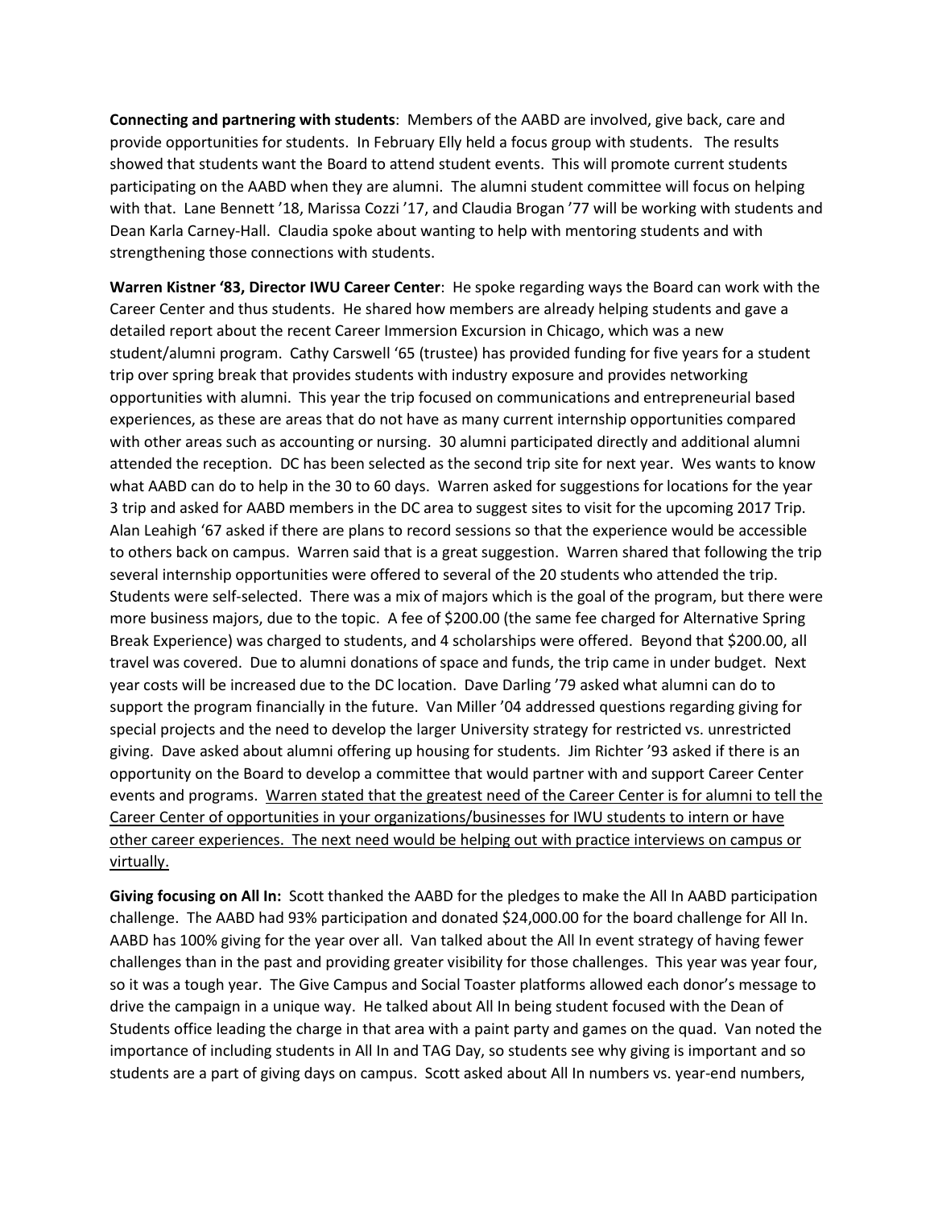**Connecting and partnering with students**: Members of the AABD are involved, give back, care and provide opportunities for students. In February Elly held a focus group with students. The results showed that students want the Board to attend student events. This will promote current students participating on the AABD when they are alumni. The alumni student committee will focus on helping with that. Lane Bennett '18, Marissa Cozzi '17, and Claudia Brogan '77 will be working with students and Dean Karla Carney-Hall. Claudia spoke about wanting to help with mentoring students and with strengthening those connections with students.

**Warren Kistner '83, Director IWU Career Center**: He spoke regarding ways the Board can work with the Career Center and thus students. He shared how members are already helping students and gave a detailed report about the recent Career Immersion Excursion in Chicago, which was a new student/alumni program. Cathy Carswell '65 (trustee) has provided funding for five years for a student trip over spring break that provides students with industry exposure and provides networking opportunities with alumni. This year the trip focused on communications and entrepreneurial based experiences, as these are areas that do not have as many current internship opportunities compared with other areas such as accounting or nursing. 30 alumni participated directly and additional alumni attended the reception. DC has been selected as the second trip site for next year. Wes wants to know what AABD can do to help in the 30 to 60 days. Warren asked for suggestions for locations for the year 3 trip and asked for AABD members in the DC area to suggest sites to visit for the upcoming 2017 Trip. Alan Leahigh '67 asked if there are plans to record sessions so that the experience would be accessible to others back on campus. Warren said that is a great suggestion. Warren shared that following the trip several internship opportunities were offered to several of the 20 students who attended the trip. Students were self-selected. There was a mix of majors which is the goal of the program, but there were more business majors, due to the topic. A fee of $200.00 (the same fee charged for Alternative Spring Break Experience) was charged to students, and 4 scholarships were offered. Beyond that $200.00, all travel was covered. Due to alumni donations of space and funds, the trip came in under budget. Next year costs will be increased due to the DC location. Dave Darling '79 asked what alumni can do to support the program financially in the future. Van Miller '04 addressed questions regarding giving for special projects and the need to develop the larger University strategy for restricted vs. unrestricted giving. Dave asked about alumni offering up housing for students. Jim Richter '93 asked if there is an opportunity on the Board to develop a committee that would partner with and support Career Center events and programs. <u>Warren stated that the greatest need of the Career Center is for alumni to tell the Career Center of opportunities in your organizations/businesses for IWU students to intern or have other career experiences. The next need would be helping out with practice interviews on campus or virtually.</u>

**Giving focusing on All In:** Scott thanked the AABD for the pledges to make the All In AABD participation challenge. The AABD had 93% participation and donated $24,000.00 for the board challenge for All In. AABD has 100% giving for the year over all. Van talked about the All In event strategy of having fewer challenges than in the past and providing greater visibility for those challenges. This year was year four, so it was a tough year. The Give Campus and Social Toaster platforms allowed each donor's message to drive the campaign in a unique way. He talked about All In being student focused with the Dean of Students office leading the charge in that area with a paint party and games on the quad. Van noted the importance of including students in All In and TAG Day, so students see why giving is important and so students are a part of giving days on campus. Scott asked about All In numbers vs. year-end numbers,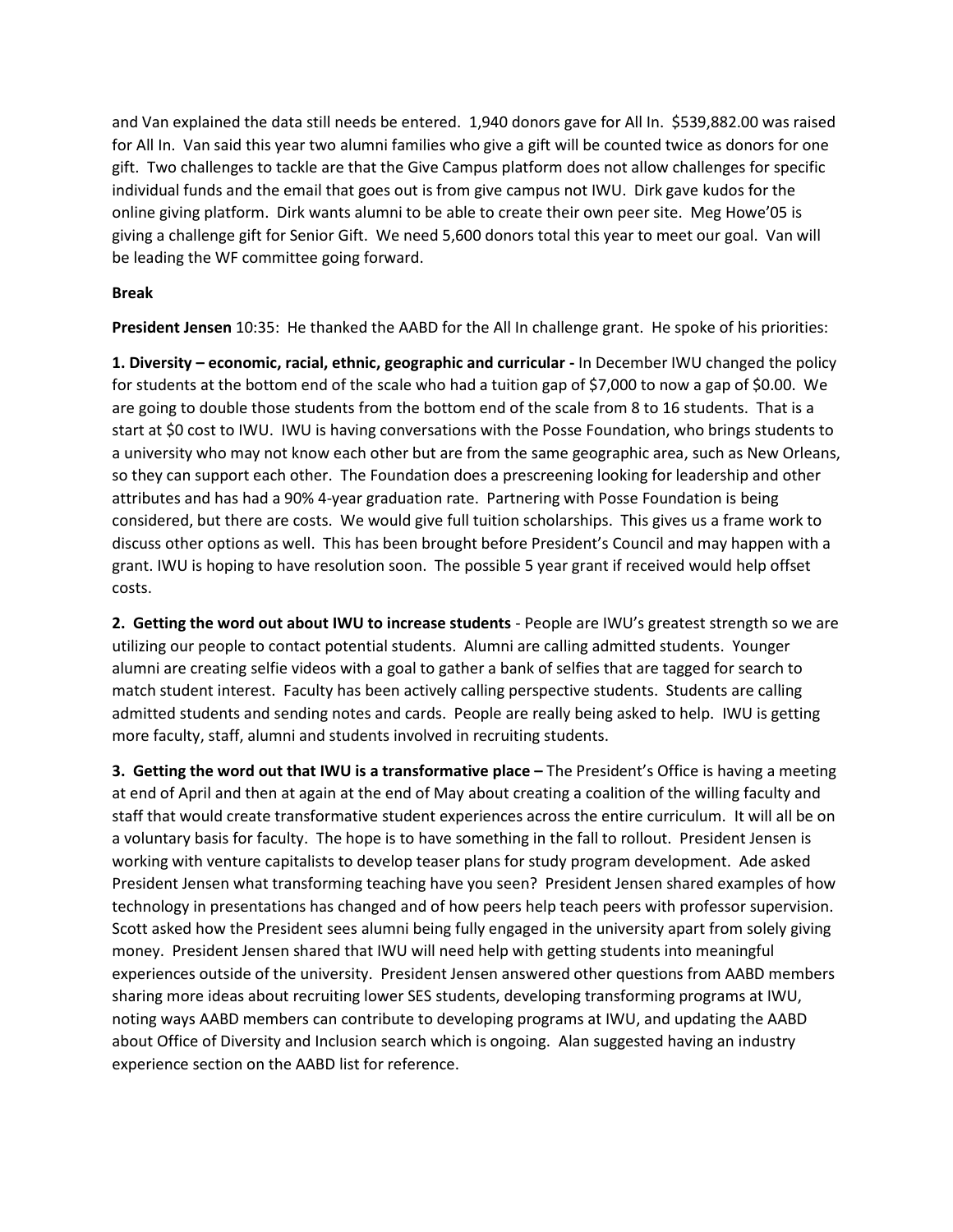and Van explained the data still needs be entered. 1,940 donors gave for All In. $539,882.00 was raised for All In. Van said this year two alumni families who give a gift will be counted twice as donors for one gift. Two challenges to tackle are that the Give Campus platform does not allow challenges for specific individual funds and the email that goes out is from give campus not IWU. Dirk gave kudos for the online giving platform. Dirk wants alumni to be able to create their own peer site. Meg Howe'05 is giving a challenge gift for Senior Gift. We need 5,600 donors total this year to meet our goal. Van will be leading the WF committee going forward.

**Break**

**President Jensen** 10:35: He thanked the AABD for the All In challenge grant. He spoke of his priorities:

**1. Diversity – economic, racial, ethnic, geographic and curricular -** In December IWU changed the policy for students at the bottom end of the scale who had a tuition gap of $7,000 to now a gap of $0.00. We are going to double those students from the bottom end of the scale from 8 to 16 students. That is a start at $0 cost to IWU. IWU is having conversations with the Posse Foundation, who brings students to a university who may not know each other but are from the same geographic area, such as New Orleans, so they can support each other. The Foundation does a prescreening looking for leadership and other attributes and has had a 90% 4-year graduation rate. Partnering with Posse Foundation is being considered, but there are costs. We would give full tuition scholarships. This gives us a frame work to discuss other options as well. This has been brought before President's Council and may happen with a grant. IWU is hoping to have resolution soon. The possible 5 year grant if received would help offset costs.

**2. Getting the word out about IWU to increase students** - People are IWU's greatest strength so we are utilizing our people to contact potential students. Alumni are calling admitted students. Younger alumni are creating selfie videos with a goal to gather a bank of selfies that are tagged for search to match student interest. Faculty has been actively calling perspective students. Students are calling admitted students and sending notes and cards. People are really being asked to help. IWU is getting more faculty, staff, alumni and students involved in recruiting students.

**3. Getting the word out that IWU is a transformative place –** The President's Office is having a meeting at end of April and then at again at the end of May about creating a coalition of the willing faculty and staff that would create transformative student experiences across the entire curriculum. It will all be on a voluntary basis for faculty. The hope is to have something in the fall to rollout. President Jensen is working with venture capitalists to develop teaser plans for study program development. Ade asked President Jensen what transforming teaching have you seen? President Jensen shared examples of how technology in presentations has changed and of how peers help teach peers with professor supervision. Scott asked how the President sees alumni being fully engaged in the university apart from solely giving money. President Jensen shared that IWU will need help with getting students into meaningful experiences outside of the university. President Jensen answered other questions from AABD members sharing more ideas about recruiting lower SES students, developing transforming programs at IWU, noting ways AABD members can contribute to developing programs at IWU, and updating the AABD about Office of Diversity and Inclusion search which is ongoing. Alan suggested having an industry experience section on the AABD list for reference.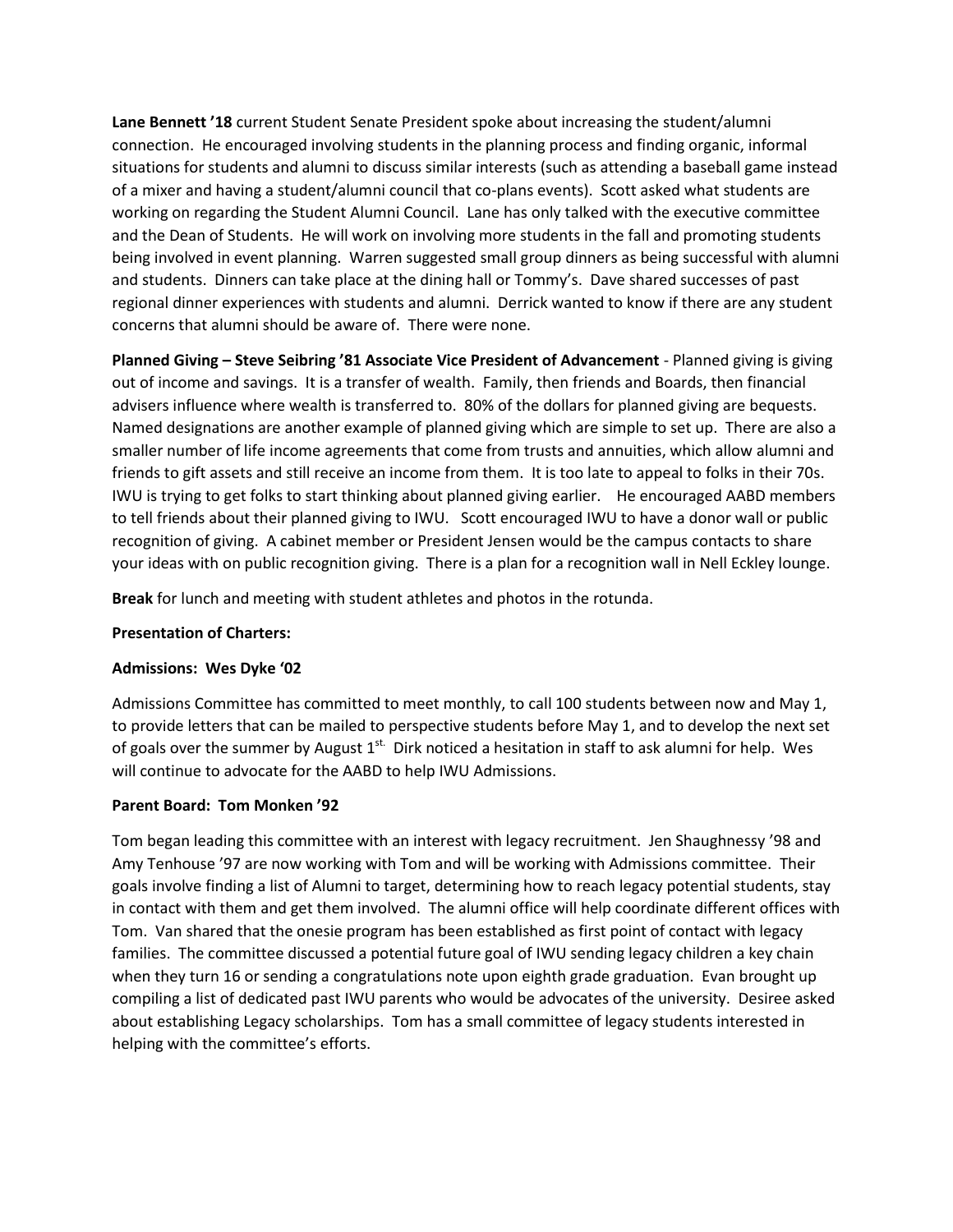**Lane Bennett '18** current Student Senate President spoke about increasing the student/alumni connection. He encouraged involving students in the planning process and finding organic, informal situations for students and alumni to discuss similar interests (such as attending a baseball game instead of a mixer and having a student/alumni council that co-plans events). Scott asked what students are working on regarding the Student Alumni Council. Lane has only talked with the executive committee and the Dean of Students. He will work on involving more students in the fall and promoting students being involved in event planning. Warren suggested small group dinners as being successful with alumni and students. Dinners can take place at the dining hall or Tommy's. Dave shared successes of past regional dinner experiences with students and alumni. Derrick wanted to know if there are any student concerns that alumni should be aware of. There were none.

**Planned Giving – Steve Seibring '81 Associate Vice President of Advancement** - Planned giving is giving out of income and savings. It is a transfer of wealth. Family, then friends and Boards, then financial advisers influence where wealth is transferred to. 80% of the dollars for planned giving are bequests. Named designations are another example of planned giving which are simple to set up. There are also a smaller number of life income agreements that come from trusts and annuities, which allow alumni and friends to gift assets and still receive an income from them. It is too late to appeal to folks in their 70s. IWU is trying to get folks to start thinking about planned giving earlier. He encouraged AABD members to tell friends about their planned giving to IWU. Scott encouraged IWU to have a donor wall or public recognition of giving. A cabinet member or President Jensen would be the campus contacts to share your ideas with on public recognition giving. There is a plan for a recognition wall in Nell Eckley lounge.

**Break** for lunch and meeting with student athletes and photos in the rotunda.

**Presentation of Charters:**

**Admissions: Wes Dyke '02**

Admissions Committee has committed to meet monthly, to call 100 students between now and May 1, to provide letters that can be mailed to perspective students before May 1, and to develop the next set of goals over the summer by August 1st. Dirk noticed a hesitation in staff to ask alumni for help. Wes will continue to advocate for the AABD to help IWU Admissions.

**Parent Board: Tom Monken '92**

Tom began leading this committee with an interest with legacy recruitment. Jen Shaughnessy '98 and Amy Tenhouse '97 are now working with Tom and will be working with Admissions committee. Their goals involve finding a list of Alumni to target, determining how to reach legacy potential students, stay in contact with them and get them involved. The alumni office will help coordinate different offices with Tom. Van shared that the onesie program has been established as first point of contact with legacy families. The committee discussed a potential future goal of IWU sending legacy children a key chain when they turn 16 or sending a congratulations note upon eighth grade graduation. Evan brought up compiling a list of dedicated past IWU parents who would be advocates of the university. Desiree asked about establishing Legacy scholarships. Tom has a small committee of legacy students interested in helping with the committee's efforts.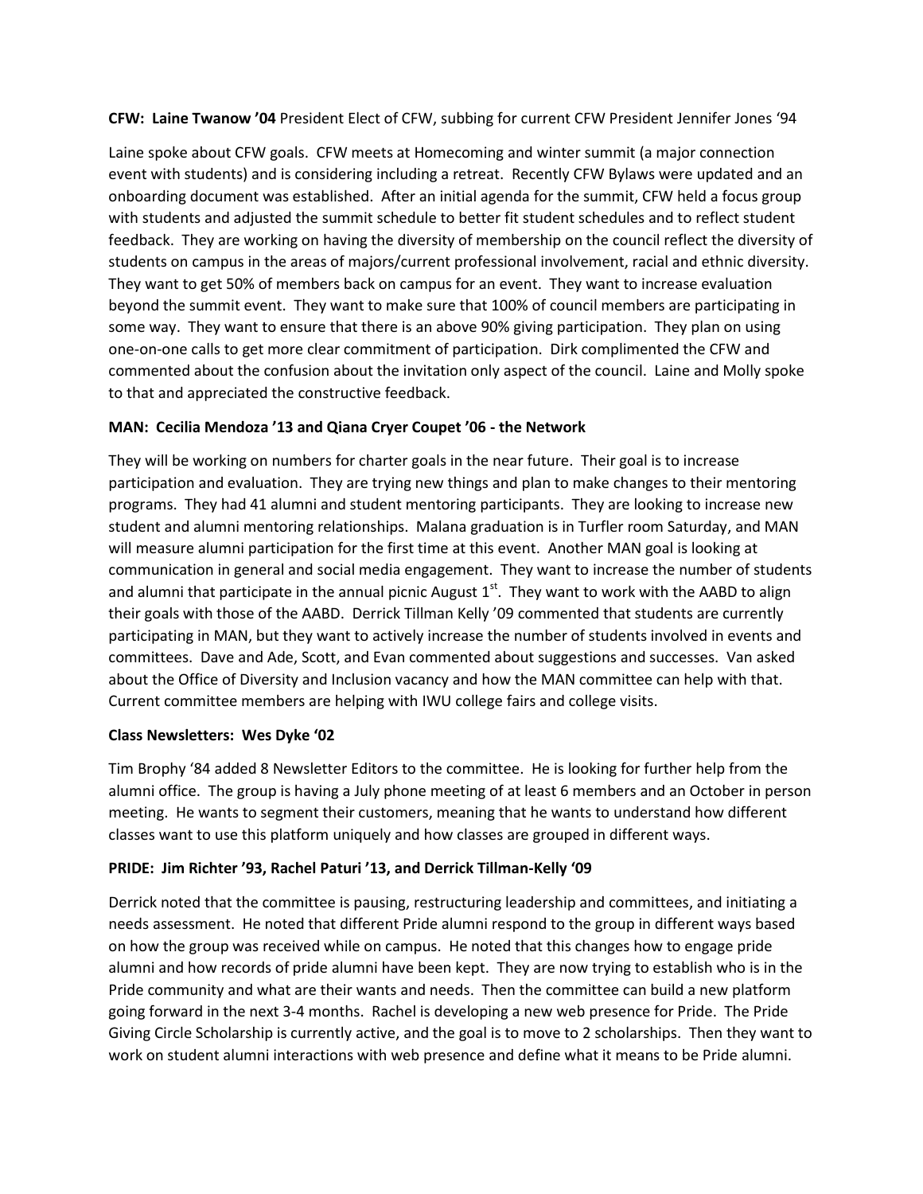**CFW: Laine Twanow '04** President Elect of CFW, subbing for current CFW President Jennifer Jones '94

Laine spoke about CFW goals. CFW meets at Homecoming and winter summit (a major connection event with students) and is considering including a retreat. Recently CFW Bylaws were updated and an onboarding document was established. After an initial agenda for the summit, CFW held a focus group with students and adjusted the summit schedule to better fit student schedules and to reflect student feedback. They are working on having the diversity of membership on the council reflect the diversity of students on campus in the areas of majors/current professional involvement, racial and ethnic diversity. They want to get 50% of members back on campus for an event. They want to increase evaluation beyond the summit event. They want to make sure that 100% of council members are participating in some way. They want to ensure that there is an above 90% giving participation. They plan on using one-on-one calls to get more clear commitment of participation. Dirk complimented the CFW and commented about the confusion about the invitation only aspect of the council. Laine and Molly spoke to that and appreciated the constructive feedback.

**MAN: Cecilia Mendoza '13 and Qiana Cryer Coupet '06 - the Network**

They will be working on numbers for charter goals in the near future. Their goal is to increase participation and evaluation. They are trying new things and plan to make changes to their mentoring programs. They had 41 alumni and student mentoring participants. They are looking to increase new student and alumni mentoring relationships. Malana graduation is in Turfler room Saturday, and MAN will measure alumni participation for the first time at this event. Another MAN goal is looking at communication in general and social media engagement. They want to increase the number of students and alumni that participate in the annual picnic August 1st. They want to work with the AABD to align their goals with those of the AABD. Derrick Tillman Kelly '09 commented that students are currently participating in MAN, but they want to actively increase the number of students involved in events and committees. Dave and Ade, Scott, and Evan commented about suggestions and successes. Van asked about the Office of Diversity and Inclusion vacancy and how the MAN committee can help with that. Current committee members are helping with IWU college fairs and college visits.

**Class Newsletters: Wes Dyke '02**

Tim Brophy '84 added 8 Newsletter Editors to the committee. He is looking for further help from the alumni office. The group is having a July phone meeting of at least 6 members and an October in person meeting. He wants to segment their customers, meaning that he wants to understand how different classes want to use this platform uniquely and how classes are grouped in different ways.

**PRIDE: Jim Richter '93, Rachel Paturi '13, and Derrick Tillman-Kelly '09**

Derrick noted that the committee is pausing, restructuring leadership and committees, and initiating a needs assessment. He noted that different Pride alumni respond to the group in different ways based on how the group was received while on campus. He noted that this changes how to engage pride alumni and how records of pride alumni have been kept. They are now trying to establish who is in the Pride community and what are their wants and needs. Then the committee can build a new platform going forward in the next 3-4 months. Rachel is developing a new web presence for Pride. The Pride Giving Circle Scholarship is currently active, and the goal is to move to 2 scholarships. Then they want to work on student alumni interactions with web presence and define what it means to be Pride alumni.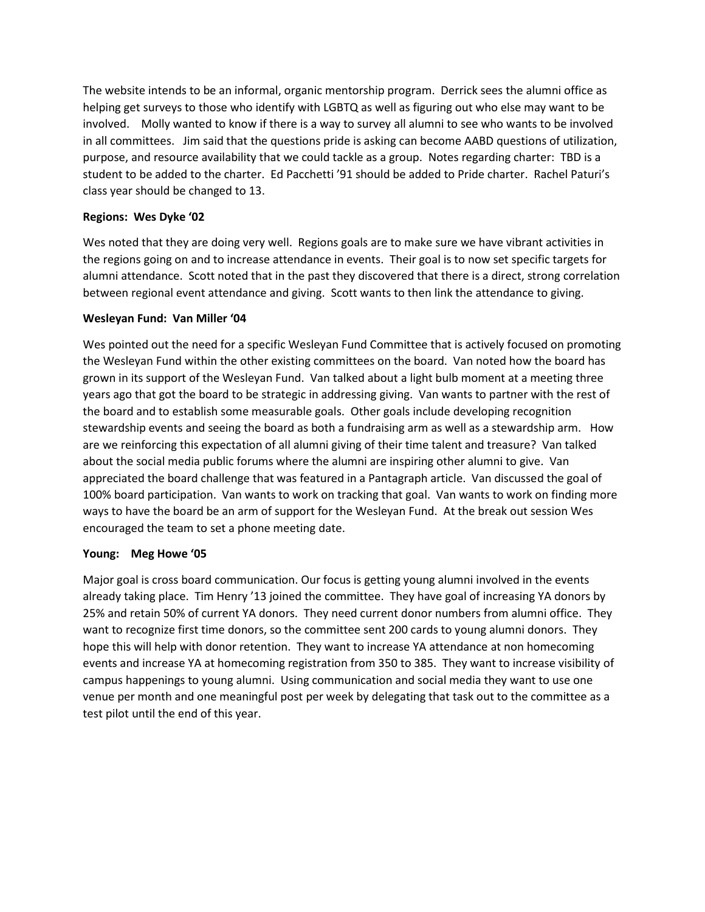The website intends to be an informal, organic mentorship program. Derrick sees the alumni office as helping get surveys to those who identify with LGBTQ as well as figuring out who else may want to be involved. Molly wanted to know if there is a way to survey all alumni to see who wants to be involved in all committees. Jim said that the questions pride is asking can become AABD questions of utilization, purpose, and resource availability that we could tackle as a group. Notes regarding charter: TBD is a student to be added to the charter. Ed Pacchetti '91 should be added to Pride charter. Rachel Paturi's class year should be changed to 13.

**Regions: Wes Dyke '02**

Wes noted that they are doing very well. Regions goals are to make sure we have vibrant activities in the regions going on and to increase attendance in events. Their goal is to now set specific targets for alumni attendance. Scott noted that in the past they discovered that there is a direct, strong correlation between regional event attendance and giving. Scott wants to then link the attendance to giving.

**Wesleyan Fund: Van Miller '04**

Wes pointed out the need for a specific Wesleyan Fund Committee that is actively focused on promoting the Wesleyan Fund within the other existing committees on the board. Van noted how the board has grown in its support of the Wesleyan Fund. Van talked about a light bulb moment at a meeting three years ago that got the board to be strategic in addressing giving. Van wants to partner with the rest of the board and to establish some measurable goals. Other goals include developing recognition stewardship events and seeing the board as both a fundraising arm as well as a stewardship arm. How are we reinforcing this expectation of all alumni giving of their time talent and treasure? Van talked about the social media public forums where the alumni are inspiring other alumni to give. Van appreciated the board challenge that was featured in a Pantagraph article. Van discussed the goal of 100% board participation. Van wants to work on tracking that goal. Van wants to work on finding more ways to have the board be an arm of support for the Wesleyan Fund. At the break out session Wes encouraged the team to set a phone meeting date.

**Young: Meg Howe '05**

Major goal is cross board communication. Our focus is getting young alumni involved in the events already taking place. Tim Henry '13 joined the committee. They have goal of increasing YA donors by 25% and retain 50% of current YA donors. They need current donor numbers from alumni office. They want to recognize first time donors, so the committee sent 200 cards to young alumni donors. They hope this will help with donor retention. They want to increase YA attendance at non homecoming events and increase YA at homecoming registration from 350 to 385. They want to increase visibility of campus happenings to young alumni. Using communication and social media they want to use one venue per month and one meaningful post per week by delegating that task out to the committee as a test pilot until the end of this year.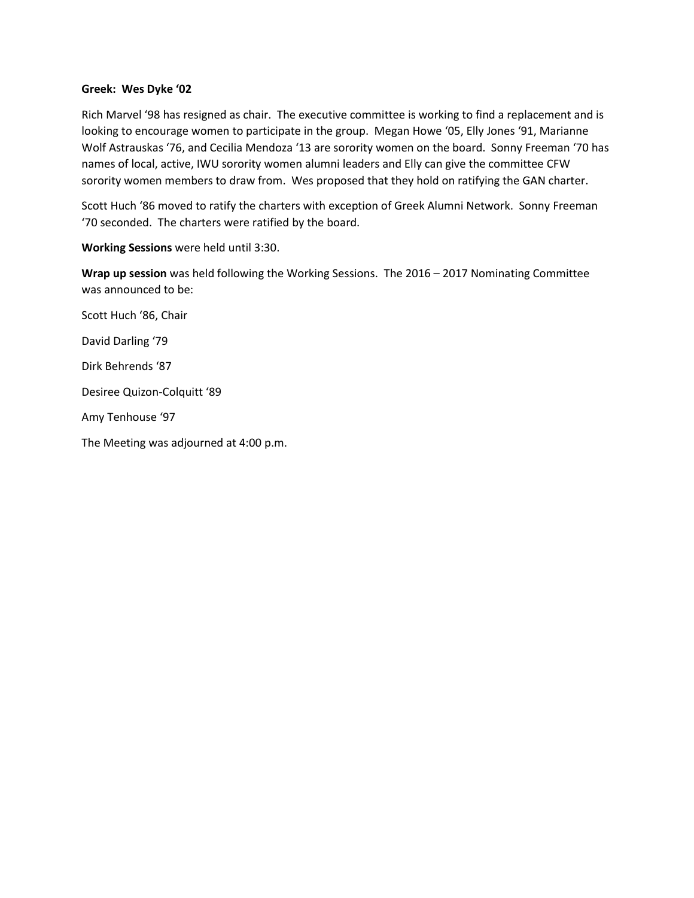**Greek: Wes Dyke '02**

Rich Marvel '98 has resigned as chair. The executive committee is working to find a replacement and is looking to encourage women to participate in the group. Megan Howe '05, Elly Jones '91, Marianne Wolf Astrauskas '76, and Cecilia Mendoza '13 are sorority women on the board. Sonny Freeman '70 has names of local, active, IWU sorority women alumni leaders and Elly can give the committee CFW sorority women members to draw from. Wes proposed that they hold on ratifying the GAN charter.

Scott Huch '86 moved to ratify the charters with exception of Greek Alumni Network. Sonny Freeman '70 seconded. The charters were ratified by the board.

**Working Sessions** were held until 3:30.

**Wrap up session** was held following the Working Sessions. The 2016 – 2017 Nominating Committee was announced to be:

Scott Huch '86, Chair

David Darling '79

Dirk Behrends '87

Desiree Quizon-Colquitt '89

Amy Tenhouse '97

The Meeting was adjourned at 4:00 p.m.